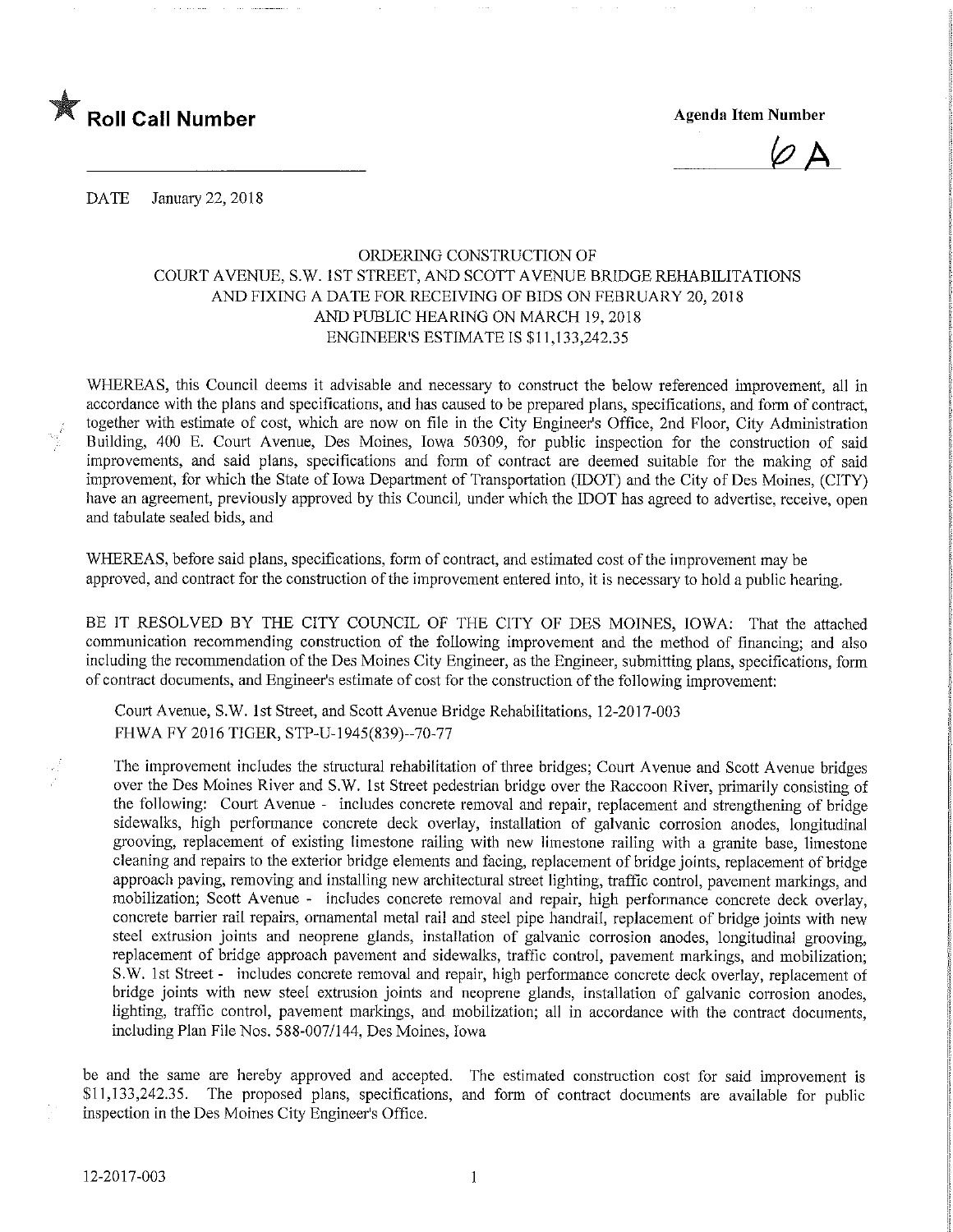★ **Roll Call Number**

**Agenda Item Number**

6A

DATE January 22, 2018

ORDERING CONSTRUCTION OF
COURT AVENUE, S.W. 1ST STREET, AND SCOTT AVENUE BRIDGE REHABILITATIONS
AND FIXING A DATE FOR RECEIVING OF BIDS ON FEBRUARY 20, 2018
AND PUBLIC HEARING ON MARCH 19, 2018
ENGINEER'S ESTIMATE IS $11,133,242.35

WHEREAS, this Council deems it advisable and necessary to construct the below referenced improvement, all in accordance with the plans and specifications, and has caused to be prepared plans, specifications, and form of contract, together with estimate of cost, which are now on file in the City Engineer's Office, 2nd Floor, City Administration Building, 400 E. Court Avenue, Des Moines, Iowa 50309, for public inspection for the construction of said improvements, and said plans, specifications and form of contract are deemed suitable for the making of said improvement, for which the State of Iowa Department of Transportation (IDOT) and the City of Des Moines, (CITY) have an agreement, previously approved by this Council, under which the IDOT has agreed to advertise, receive, open and tabulate sealed bids, and

WHEREAS, before said plans, specifications, form of contract, and estimated cost of the improvement may be approved, and contract for the construction of the improvement entered into, it is necessary to hold a public hearing.

BE IT RESOLVED BY THE CITY COUNCIL OF THE CITY OF DES MOINES, IOWA: That the attached communication recommending construction of the following improvement and the method of financing; and also including the recommendation of the Des Moines City Engineer, as the Engineer, submitting plans, specifications, form of contract documents, and Engineer's estimate of cost for the construction of the following improvement:

Court Avenue, S.W. 1st Street, and Scott Avenue Bridge Rehabilitations, 12-2017-003
FHWA FY 2016 TIGER, STP-U-1945(839)--70-77

The improvement includes the structural rehabilitation of three bridges; Court Avenue and Scott Avenue bridges over the Des Moines River and S.W. 1st Street pedestrian bridge over the Raccoon River, primarily consisting of the following: Court Avenue - includes concrete removal and repair, replacement and strengthening of bridge sidewalks, high performance concrete deck overlay, installation of galvanic corrosion anodes, longitudinal grooving, replacement of existing limestone railing with new limestone railing with a granite base, limestone cleaning and repairs to the exterior bridge elements and facing, replacement of bridge joints, replacement of bridge approach paving, removing and installing new architectural street lighting, traffic control, pavement markings, and mobilization; Scott Avenue - includes concrete removal and repair, high performance concrete deck overlay, concrete barrier rail repairs, ornamental metal rail and steel pipe handrail, replacement of bridge joints with new steel extrusion joints and neoprene glands, installation of galvanic corrosion anodes, longitudinal grooving, replacement of bridge approach pavement and sidewalks, traffic control, pavement markings, and mobilization; S.W. 1st Street - includes concrete removal and repair, high performance concrete deck overlay, replacement of bridge joints with new steel extrusion joints and neoprene glands, installation of galvanic corrosion anodes, lighting, traffic control, pavement markings, and mobilization; all in accordance with the contract documents, including Plan File Nos. 588-007/144, Des Moines, Iowa

be and the same are hereby approved and accepted. The estimated construction cost for said improvement is $11,133,242.35. The proposed plans, specifications, and form of contract documents are available for public inspection in the Des Moines City Engineer's Office.

12-2017-003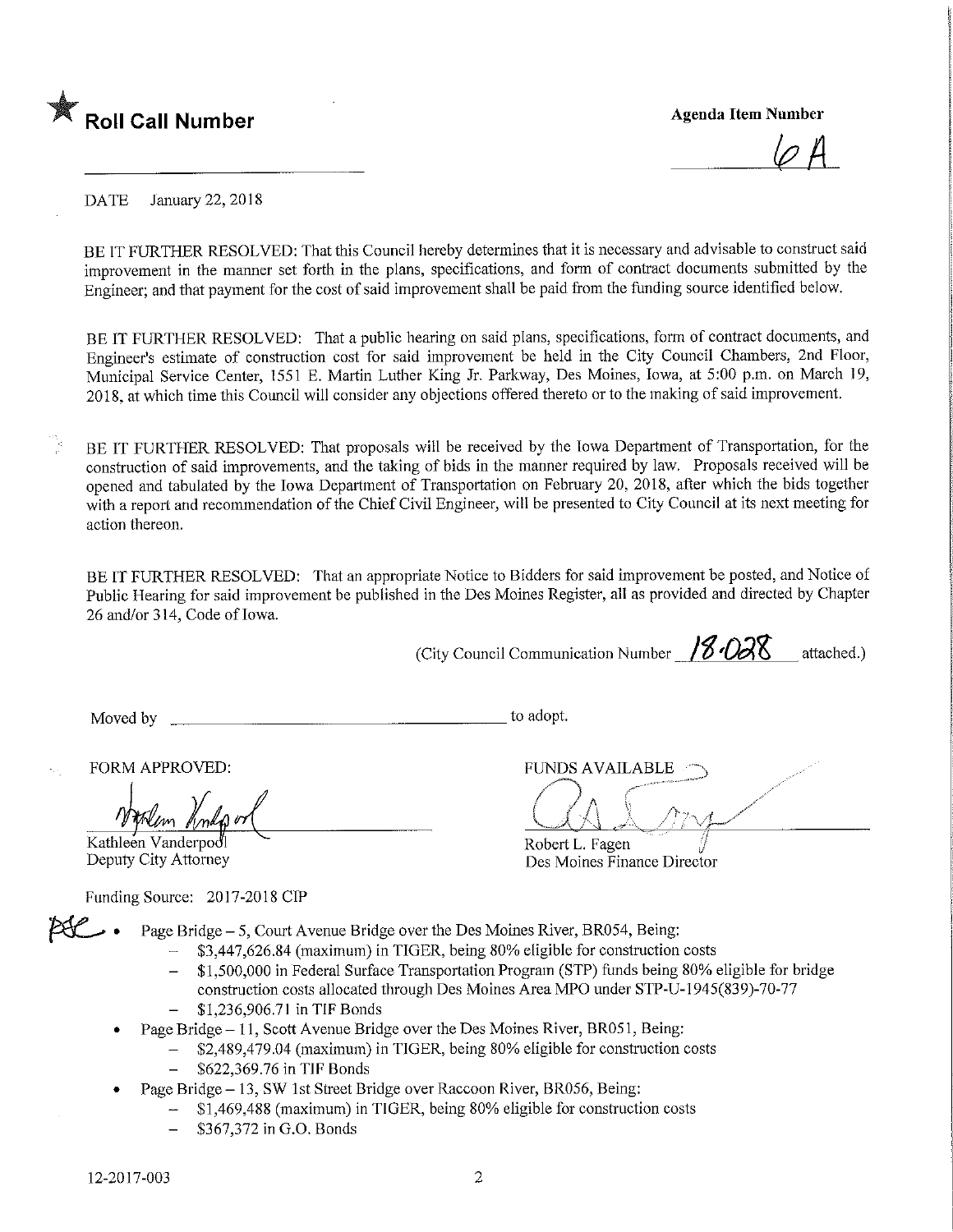★ **Roll Call Number**

**Agenda Item Number**

6A

DATE January 22, 2018

BE IT FURTHER RESOLVED: That this Council hereby determines that it is necessary and advisable to construct said improvement in the manner set forth in the plans, specifications, and form of contract documents submitted by the Engineer; and that payment for the cost of said improvement shall be paid from the funding source identified below.

BE IT FURTHER RESOLVED: That a public hearing on said plans, specifications, form of contract documents, and Engineer's estimate of construction cost for said improvement be held in the City Council Chambers, 2nd Floor, Municipal Service Center, 1551 E. Martin Luther King Jr. Parkway, Des Moines, Iowa, at 5:00 p.m. on March 19, 2018, at which time this Council will consider any objections offered thereto or to the making of said improvement.

BE IT FURTHER RESOLVED: That proposals will be received by the Iowa Department of Transportation, for the construction of said improvements, and the taking of bids in the manner required by law. Proposals received will be opened and tabulated by the Iowa Department of Transportation on February 20, 2018, after which the bids together with a report and recommendation of the Chief Civil Engineer, will be presented to City Council at its next meeting for action thereon.

BE IT FURTHER RESOLVED: That an appropriate Notice to Bidders for said improvement be posted, and Notice of Public Hearing for said improvement be published in the Des Moines Register, all as provided and directed by Chapter 26 and/or 314, Code of Iowa.

(City Council Communication Number 18-028 attached.)

Moved by ______________________ to adopt.

FORM APPROVED:

Kathleen Vanderpool
Deputy City Attorney

FUNDS AVAILABLE

Robert L. Fagen
Des Moines Finance Director

Funding Source: 2017-2018 CIP

- Page Bridge – 5, Court Avenue Bridge over the Des Moines River, BR054, Being:
  - $3,447,626.84 (maximum) in TIGER, being 80% eligible for construction costs
  - $1,500,000 in Federal Surface Transportation Program (STP) funds being 80% eligible for bridge construction costs allocated through Des Moines Area MPO under STP-U-1945(839)-70-77
  - $1,236,906.71 in TIF Bonds
- Page Bridge – 11, Scott Avenue Bridge over the Des Moines River, BR051, Being:
  - $2,489,479.04 (maximum) in TIGER, being 80% eligible for construction costs
  - $622,369.76 in TIF Bonds
- Page Bridge – 13, SW 1st Street Bridge over Raccoon River, BR056, Being:
  - $1,469,488 (maximum) in TIGER, being 80% eligible for construction costs
  - $367,372 in G.O. Bonds

12-2017-003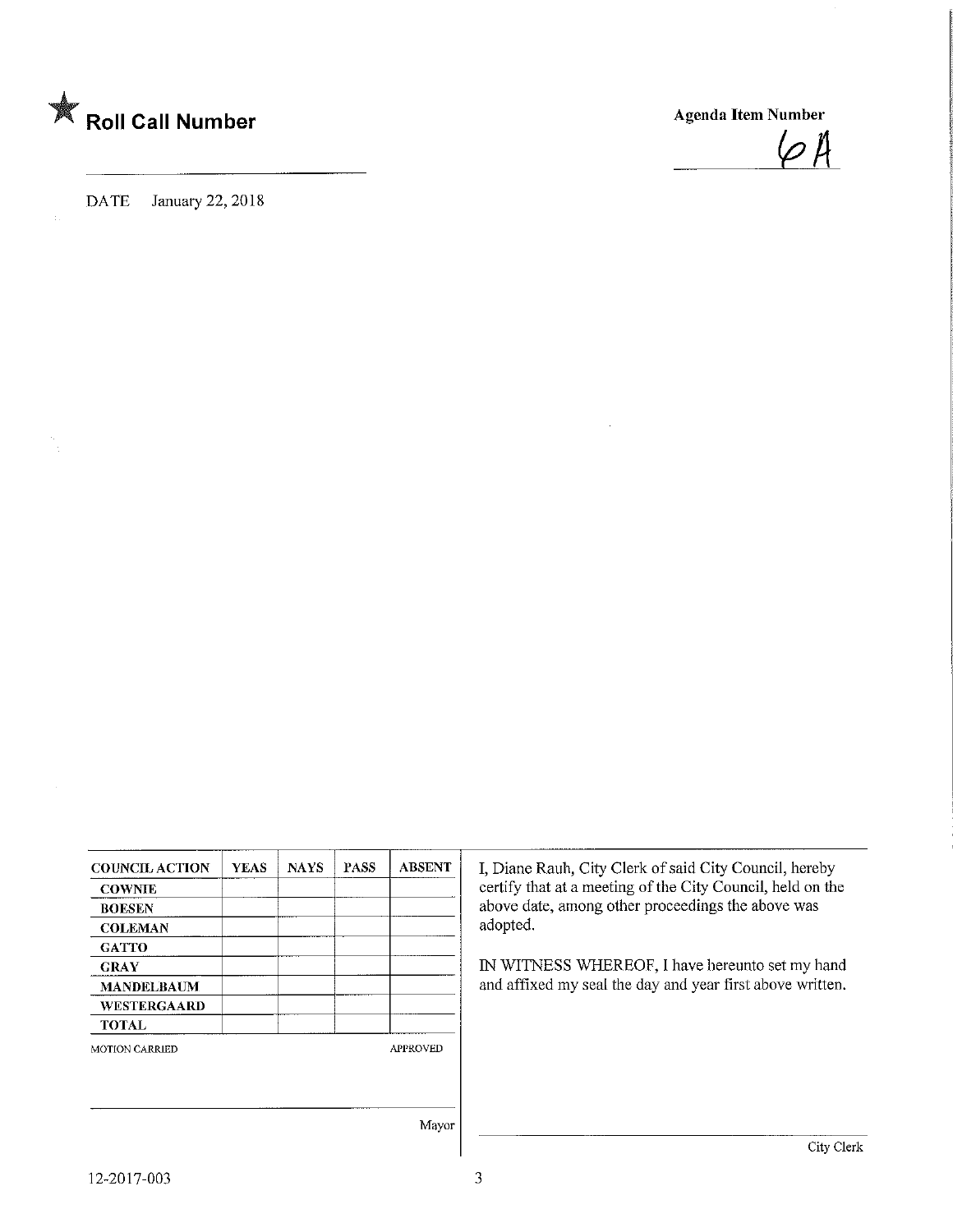★ **Roll Call Number**

**Agenda Item Number**

6A

DATE January 22, 2018

| COUNCIL ACTION | YEAS | NAYS | PASS | ABSENT |
|---|---|---|---|---|
| COWNIE | | | | |
| BOESEN | | | | |
| COLEMAN | | | | |
| GATTO | | | | |
| GRAY | | | | |
| MANDELBAUM | | | | |
| WESTERGAARD | | | | |
| TOTAL | | | | |

MOTION CARRIED APPROVED

Mayor

I, Diane Rauh, City Clerk of said City Council, hereby certify that at a meeting of the City Council, held on the above date, among other proceedings the above was adopted.

IN WITNESS WHEREOF, I have hereunto set my hand and affixed my seal the day and year first above written.

City Clerk

12-2017-003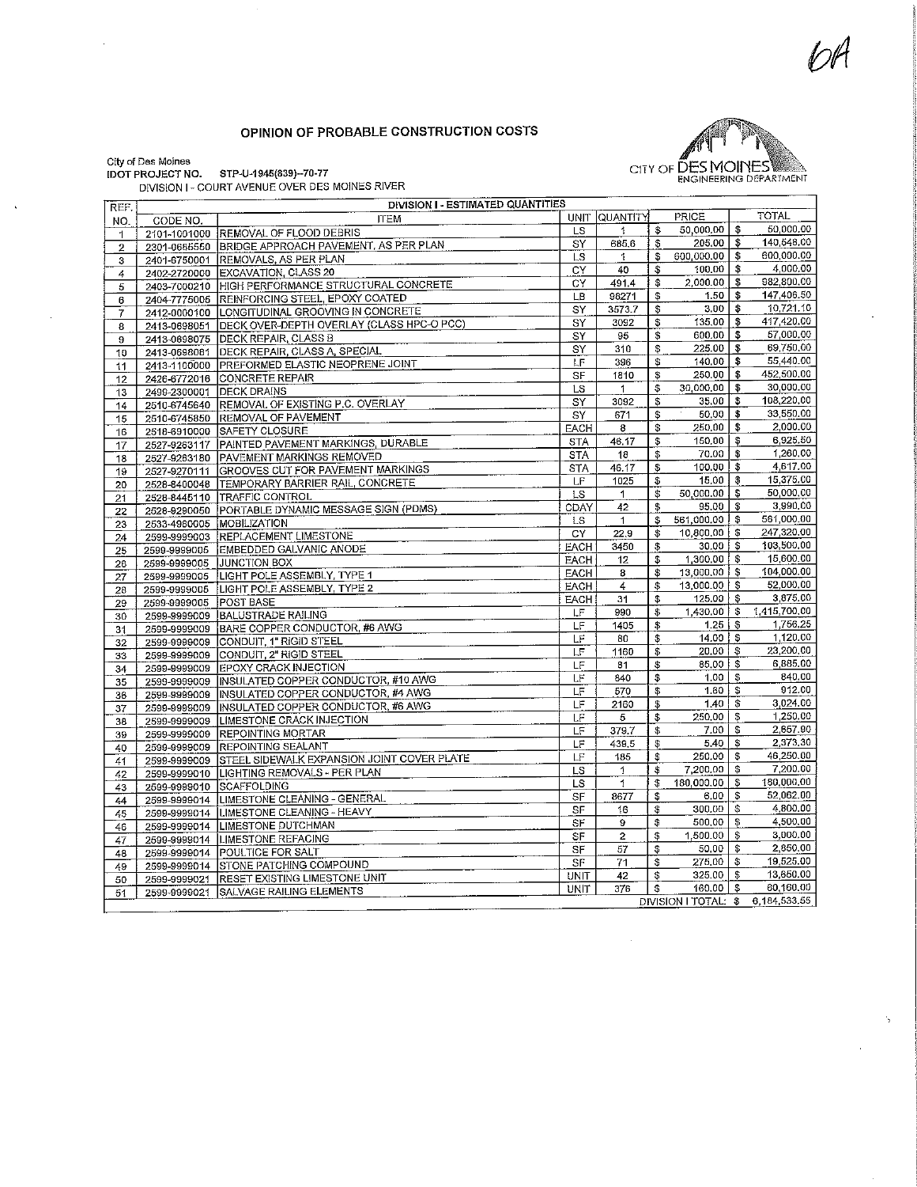6A

# OPINION OF PROBABLE CONSTRUCTION COSTS

CITY OF DES MOINES
ENGINEERING DEPARTMENT

City of Des Moines
**IDOT PROJECT NO.** STP-U-1945(839)--70-77
DIVISION I - COURT AVENUE OVER DES MOINES RIVER

| REF. NO. | CODE NO. | ITEM | UNIT | QUANTITY | PRICE | TOTAL |
|---|---|---|---|---|---|---|
| | | **DIVISION I - ESTIMATED QUANTITIES** | | | | |
| 1 | 2101-1001000 | REMOVAL OF FLOOD DEBRIS | LS | 1 | $ 50,000.00 | $ 50,000.00 |
| 2 | 2301-0685550 | BRIDGE APPROACH PAVEMENT, AS PER PLAN | SY | 685.6 | $ 205.00 | $ 140,548.00 |
| 3 | 2401-6750001 | REMOVALS, AS PER PLAN | LS | 1 | $ 600,000.00 | $ 600,000.00 |
| 4 | 2402-2720000 | EXCAVATION, CLASS 20 | CY | 40 | $ 100.00 | $ 4,000.00 |
| 5 | 2403-7000210 | HIGH PERFORMANCE STRUCTURAL CONCRETE | CY | 491.4 | $ 2,000.00 | $ 982,800.00 |
| 6 | 2404-7775005 | REINFORCING STEEL, EPOXY COATED | LB | 98271 | $ 1.50 | $ 147,406.50 |
| 7 | 2412-0000100 | LONGITUDINAL GROOVING IN CONCRETE | SY | 3573.7 | $ 3.00 | $ 10,721.10 |
| 8 | 2413-0698051 | DECK OVER-DEPTH OVERLAY (CLASS HPC-O PCC) | SY | 3092 | $ 135.00 | $ 417,420.00 |
| 9 | 2413-0698075 | DECK REPAIR, CLASS B | SY | 95 | $ 600.00 | $ 57,000.00 |
| 10 | 2413-0698081 | DECK REPAIR, CLASS A, SPECIAL | SY | 310 | $ 225.00 | $ 69,750.00 |
| 11 | 2413-1100000 | PREFORMED ELASTIC NEOPRENE JOINT | LF | 396 | $ 140.00 | $ 55,440.00 |
| 12 | 2426-6772016 | CONCRETE REPAIR | SF | 1810 | $ 250.00 | $ 452,500.00 |
| 13 | 2499-2300001 | DECK DRAINS | LS | 1 | $ 30,000.00 | $ 30,000.00 |
| 14 | 2510-6745640 | REMOVAL OF EXISTING P.C. OVERLAY | SY | 3092 | $ 35.00 | $ 108,220.00 |
| 15 | 2510-6745850 | REMOVAL OF PAVEMENT | SY | 671 | $ 50.00 | $ 33,550.00 |
| 16 | 2518-6910000 | SAFETY CLOSURE | EACH | 8 | $ 250.00 | $ 2,000.00 |
| 17 | 2527-9263117 | PAINTED PAVEMENT MARKINGS, DURABLE | STA | 46.17 | $ 150.00 | $ 6,925.50 |
| 18 | 2527-9263180 | PAVEMENT MARKINGS REMOVED | STA | 18 | $ 70.00 | $ 1,260.00 |
| 19 | 2527-9270111 | GROOVES CUT FOR PAVEMENT MARKINGS | STA | 46.17 | $ 100.00 | $ 4,617.00 |
| 20 | 2528-8400048 | TEMPORARY BARRIER RAIL, CONCRETE | LF | 1025 | $ 15.00 | $ 15,375.00 |
| 21 | 2528-8445110 | TRAFFIC CONTROL | LS | 1 | $ 50,000.00 | $ 50,000.00 |
| 22 | 2528-9290050 | PORTABLE DYNAMIC MESSAGE SIGN (PDMS) | CDAY | 42 | $ 95.00 | $ 3,990.00 |
| 23 | 2533-4980005 | MOBILIZATION | LS | 1 | $ 561,000.00 | $ 561,000.00 |
| 24 | 2599-9999003 | REPLACEMENT LIMESTONE | CY | 22.9 | $ 10,800.00 | $ 247,320.00 |
| 25 | 2599-9999005 | EMBEDDED GALVANIC ANODE | EACH | 3450 | $ 30.00 | $ 103,500.00 |
| 26 | 2599-9999005 | JUNCTION BOX | EACH | 12 | $ 1,300.00 | $ 15,600.00 |
| 27 | 2599-9999005 | LIGHT POLE ASSEMBLY, TYPE 1 | EACH | 8 | $ 13,000.00 | $ 104,000.00 |
| 28 | 2599-9999005 | LIGHT POLE ASSEMBLY, TYPE 2 | EACH | 4 | $ 13,000.00 | $ 52,000.00 |
| 29 | 2599-9999005 | POST BASE | EACH | 31 | $ 125.00 | $ 3,875.00 |
| 30 | 2599-9999009 | BALUSTRADE RAILING | LF | 990 | $ 1,430.00 | $ 1,415,700.00 |
| 31 | 2599-9999009 | BARE COPPER CONDUCTOR, #6 AWG | LF | 1405 | $ 1.25 | $ 1,756.25 |
| 32 | 2599-9999009 | CONDUIT, 1" RIGID STEEL | LF | 80 | $ 14.00 | $ 1,120.00 |
| 33 | 2599-9999009 | CONDUIT, 2" RIGID STEEL | LF | 1160 | $ 20.00 | $ 23,200.00 |
| 34 | 2599-9999009 | EPOXY CRACK INJECTION | LF | 81 | $ 85.00 | $ 6,885.00 |
| 35 | 2599-9999009 | INSULATED COPPER CONDUCTOR, #10 AWG | LF | 840 | $ 1.00 | $ 840.00 |
| 36 | 2599-9999009 | INSULATED COPPER CONDUCTOR, #4 AWG | LF | 570 | $ 1.60 | $ 912.00 |
| 37 | 2599-9999009 | INSULATED COPPER CONDUCTOR, #6 AWG | LF | 2160 | $ 1.40 | $ 3,024.00 |
| 38 | 2599-9999009 | LIMESTONE CRACK INJECTION | LF | 5 | $ 250.00 | $ 1,250.00 |
| 39 | 2599-9999009 | REPOINTING MORTAR | LF | 379.7 | $ 7.00 | $ 2,657.90 |
| 40 | 2599-9999009 | REPOINTING SEALANT | LF | 439.5 | $ 5.40 | $ 2,373.30 |
| 41 | 2599-9999009 | STEEL SIDEWALK EXPANSION JOINT COVER PLATE | LF | 185 | $ 250.00 | $ 46,250.00 |
| 42 | 2599-9999010 | LIGHTING REMOVALS - PER PLAN | LS | 1 | $ 7,200.00 | $ 7,200.00 |
| 43 | 2599-9999010 | SCAFFOLDING | LS | 1 | $ 180,000.00 | $ 180,000.00 |
| 44 | 2599-9999014 | LIMESTONE CLEANING - GENERAL | SF | 8677 | $ 6.00 | $ 52,062.00 |
| 45 | 2599-9999014 | LIMESTONE CLEANING - HEAVY | SF | 16 | $ 300.00 | $ 4,800.00 |
| 46 | 2599-9999014 | LIMESTONE DUTCHMAN | SF | 9 | $ 500.00 | $ 4,500.00 |
| 47 | 2599-9999014 | LIMESTONE REFACING | SF | 2 | $ 1,500.00 | $ 3,000.00 |
| 48 | 2599-9999014 | POULTICE FOR SALT | SF | 57 | $ 50.00 | $ 2,850.00 |
| 49 | 2599-9999014 | STONE PATCHING COMPOUND | SF | 71 | $ 275.00 | $ 19,525.00 |
| 50 | 2599-9999021 | RESET EXISTING LIMESTONE UNIT | UNIT | 42 | $ 325.00 | $ 13,650.00 |
| 51 | 2599-9999021 | SALVAGE RAILING ELEMENTS | UNIT | 376 | $ 160.00 | $ 60,160.00 |
| | | | | | DIVISION I TOTAL: | $ 6,184,533.55 |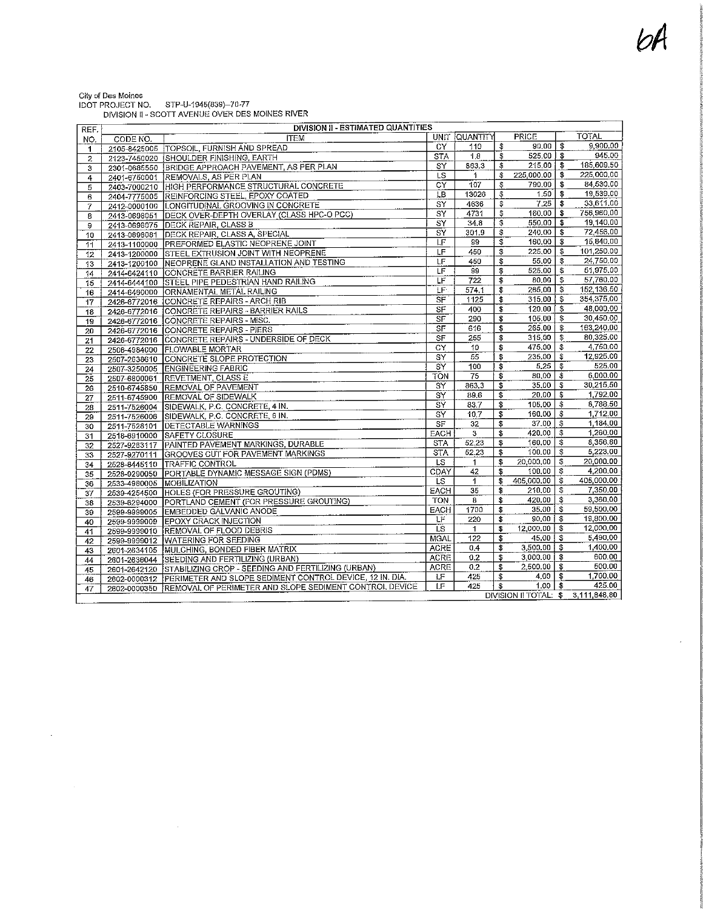6A

City of Des Moines
IDOT PROJECT NO. STP-U-1945(839)--70-77
DIVISION II - SCOTT AVENUE OVER DES MOINES RIVER

| REF. NO. | DIVISION II - ESTIMATED QUANTITIES | | | | | |
|---|---|---|---|---|---|---|
| | CODE NO. | ITEM | UNIT | QUANTITY | PRICE | TOTAL |
| 1 | 2105-8425005 | TOPSOIL, FURNISH AND SPREAD | CY | 110 | $ 90.00 | $ 9,900.00 |
| 2 | 2123-7450020 | SHOULDER FINISHING, EARTH | STA | 1.8 | $ 525.00 | $ 945.00 |
| 3 | 2301-0685550 | BRIDGE APPROACH PAVEMENT, AS PER PLAN | SY | 863.3 | $ 215.00 | $ 185,609.50 |
| 4 | 2401-6750001 | REMOVALS, AS PER PLAN | LS | 1 | $ 225,000.00 | $ 225,000.00 |
| 5 | 2403-7000210 | HIGH PERFORMANCE STRUCTURAL CONCRETE | CY | 107 | $ 790.00 | $ 84,530.00 |
| 6 | 2404-7775005 | REINFORCING STEEL, EPOXY COATED | LB | 13026 | $ 1.50 | $ 19,539.00 |
| 7 | 2412-0000100 | LONGITUDINAL GROOVING IN CONCRETE | SY | 4636 | $ 7.25 | $ 33,611.00 |
| 8 | 2413-0698051 | DECK OVER-DEPTH OVERLAY (CLASS HPC-O PCC) | SY | 4731 | $ 160.00 | $ 756,960.00 |
| 9 | 2413-0698075 | DECK REPAIR, CLASS B | SY | 34.8 | $ 550.00 | $ 19,140.00 |
| 10 | 2413-0698081 | DECK REPAIR, CLASS A, SPECIAL | SY | 301.9 | $ 240.00 | $ 72,456.00 |
| 11 | 2413-1100000 | PREFORMED ELASTIC NEOPRENE JOINT | LF | 99 | $ 160.00 | $ 15,840.00 |
| 12 | 2413-1200000 | STEEL EXTRUSION JOINT WITH NEOPRENE | LF | 450 | $ 225.00 | $ 101,250.00 |
| 13 | 2413-1200100 | NEOPRENE GLAND INSTALLATION AND TESTING | LF | 450 | $ 55.00 | $ 24,750.00 |
| 14 | 2414-6424110 | CONCRETE BARRIER RAILING | LF | 99 | $ 525.00 | $ 51,975.00 |
| 15 | 2414-6444100 | STEEL PIPE PEDESTRIAN HAND RAILING | LF | 722 | $ 80.00 | $ 57,760.00 |
| 16 | 2414-6490000 | ORNAMENTAL METAL RAILING | LF | 574.1 | $ 265.00 | $ 152,136.50 |
| 17 | 2426-6772016 | CONCRETE REPAIRS - ARCH RIB | SF | 1125 | $ 315.00 | $ 354,375.00 |
| 18 | 2426-6772016 | CONCRETE REPAIRS - BARRIER RAILS | SF | 400 | $ 120.00 | $ 48,000.00 |
| 19 | 2426-6772016 | CONCRETE REPAIRS - MISC. | SF | 290 | $ 105.00 | $ 30,450.00 |
| 20 | 2426-6772016 | CONCRETE REPAIRS - PIERS | SF | 616 | $ 265.00 | $ 163,240.00 |
| 21 | 2426-6772016 | CONCRETE REPAIRS - UNDERSIDE OF DECK | SF | 255 | $ 315.00 | $ 80,325.00 |
| 22 | 2506-4984000 | FLOWABLE MORTAR | CY | 10 | $ 475.00 | $ 4,750.00 |
| 23 | 2507-2638610 | CONCRETE SLOPE PROTECTION | SY | 55 | $ 235.00 | $ 12,925.00 |
| 24 | 2507-3250005 | ENGINEERING FABRIC | SY | 100 | $ 5.25 | $ 525.00 |
| 25 | 2507-6800061 | REVETMENT, CLASS E | TON | 75 | $ 80.00 | $ 6,000.00 |
| 26 | 2510-6745850 | REMOVAL OF PAVEMENT | SY | 863.3 | $ 35.00 | $ 30,215.50 |
| 27 | 2511-6745900 | REMOVAL OF SIDEWALK | SY | 89.6 | $ 20.00 | $ 1,792.00 |
| 28 | 2511-7526004 | SIDEWALK, P.C. CONCRETE, 4 IN. | SY | 83.7 | $ 105.00 | $ 8,788.50 |
| 29 | 2511-7526006 | SIDEWALK, P.C. CONCRETE, 6 IN. | SY | 10.7 | $ 160.00 | $ 1,712.00 |
| 30 | 2511-7528101 | DETECTABLE WARNINGS | SF | 32 | $ 37.00 | $ 1,184.00 |
| 31 | 2518-6910000 | SAFETY CLOSURE | EACH | 3 | $ 420.00 | $ 1,260.00 |
| 32 | 2527-9263117 | PAINTED PAVEMENT MARKINGS, DURABLE | STA | 52.23 | $ 160.00 | $ 8,356.80 |
| 33 | 2527-9270111 | GROOVES CUT FOR PAVEMENT MARKINGS | STA | 52.23 | $ 100.00 | $ 5,223.00 |
| 34 | 2528-8445110 | TRAFFIC CONTROL | LS | 1 | $ 20,000.00 | $ 20,000.00 |
| 35 | 2528-9290050 | PORTABLE DYNAMIC MESSAGE SIGN (PDMS) | CDAY | 42 | $ 100.00 | $ 4,200.00 |
| 36 | 2533-4980005 | MOBILIZATION | LS | 1 | $ 405,000.00 | $ 405,000.00 |
| 37 | 2539-4254500 | HOLES (FOR PRESSURE GROUTING) | EACH | 35 | $ 210.00 | $ 7,350.00 |
| 38 | 2539-6294000 | PORTLAND CEMENT (FOR PRESSURE GROUTING) | TON | 8 | $ 420.00 | $ 3,360.00 |
| 39 | 2599-9999005 | EMBEDDED GALVANIC ANODE | EACH | 1700 | $ 35.00 | $ 59,500.00 |
| 40 | 2599-9999009 | EPOXY CRACK INJECTION | LF | 220 | $ 90.00 | $ 19,800.00 |
| 41 | 2599-9999010 | REMOVAL OF FLOOD DEBRIS | LS | 1 | $ 12,000.00 | $ 12,000.00 |
| 42 | 2599-9999012 | WATERING FOR SEEDING | MGAL | 122 | $ 45.00 | $ 5,490.00 |
| 43 | 2601-2634105 | MULCHING, BONDED FIBER MATRIX | ACRE | 0.4 | $ 3,500.00 | $ 1,400.00 |
| 44 | 2601-2636044 | SEEDING AND FERTILIZING (URBAN) | ACRE | 0.2 | $ 3,000.00 | $ 600.00 |
| 45 | 2601-2642120 | STABILIZING CROP - SEEDING AND FERTILIZING (URBAN) | ACRE | 0.2 | $ 2,500.00 | $ 500.00 |
| 46 | 2602-0000312 | PERIMETER AND SLOPE SEDIMENT CONTROL DEVICE, 12 IN. DIA. | LF | 425 | $ 4.00 | $ 1,700.00 |
| 47 | 2602-0000350 | REMOVAL OF PERIMETER AND SLOPE SEDIMENT CONTROL DEVICE | LF | 425 | $ 1.00 | $ 425.00 |
| | | | | | DIVISION II TOTAL: | $ 3,111,846.80 |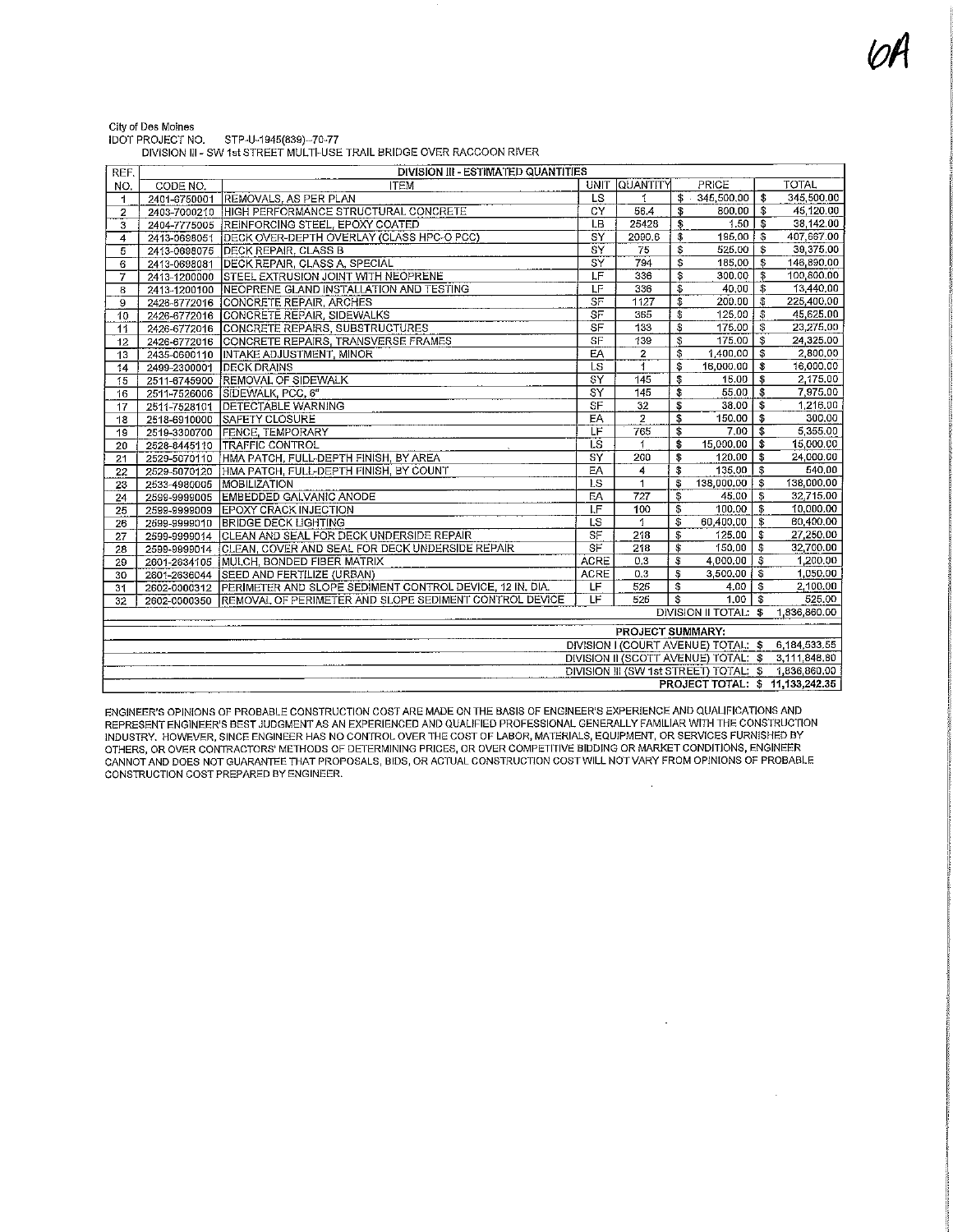6A

City of Des Moines
IDOT PROJECT NO. STP-U-1945(639)--70-77
DIVISION III - SW 1st STREET MULTI-USE TRAIL BRIDGE OVER RACCOON RIVER

| REF. NO. | DIVISION III - ESTIMATED QUANTITIES | | | | | |
|---|---|---|---|---|---|---|
| | CODE NO. | ITEM | UNIT | QUANTITY | PRICE | TOTAL |
| 1 | 2401-6750001 | REMOVALS, AS PER PLAN | LS | 1 | $ 345,500.00 | $ 345,500.00 |
| 2 | 2403-7000210 | HIGH PERFORMANCE STRUCTURAL CONCRETE | CY | 56.4 | $ 800.00 | $ 45,120.00 |
| 3 | 2404-7775005 | REINFORCING STEEL, EPOXY COATED | LB | 25428 | $ 1.50 | $ 38,142.00 |
| 4 | 2413-0698051 | DECK OVER-DEPTH OVERLAY (CLASS HPC-O PCC) | SY | 2090.6 | $ 195.00 | $ 407,667.00 |
| 5 | 2413-0698075 | DECK REPAIR, CLASS B | SY | 75 | $ 525.00 | $ 39,375.00 |
| 6 | 2413-0698081 | DECK REPAIR, CLASS A, SPECIAL | SY | 794 | $ 185.00 | $ 146,890.00 |
| 7 | 2413-1200000 | STEEL EXTRUSION JOINT WITH NEOPRENE | LF | 336 | $ 300.00 | $ 100,800.00 |
| 8 | 2413-1200100 | NEOPRENE GLAND INSTALLATION AND TESTING | LF | 336 | $ 40.00 | $ 13,440.00 |
| 9 | 2426-6772016 | CONCRETE REPAIR, ARCHES | SF | 1127 | $ 200.00 | $ 225,400.00 |
| 10 | 2426-6772016 | CONCRETE REPAIR, SIDEWALKS | SF | 365 | $ 125.00 | $ 45,625.00 |
| 11 | 2426-6772016 | CONCRETE REPAIRS, SUBSTRUCTURES | SF | 133 | $ 175.00 | $ 23,275.00 |
| 12 | 2426-6772016 | CONCRETE REPAIRS, TRANSVERSE FRAMES | SF | 139 | $ 175.00 | $ 24,325.00 |
| 13 | 2435-0600110 | INTAKE ADJUSTMENT, MINOR | EA | 2 | $ 1,400.00 | $ 2,800.00 |
| 14 | 2499-2300001 | DECK DRAINS | LS | 1 | $ 16,000.00 | $ 16,000.00 |
| 15 | 2511-6745900 | REMOVAL OF SIDEWALK | SY | 145 | $ 15.00 | $ 2,175.00 |
| 16 | 2511-7526006 | SIDEWALK, PCC, 6" | SY | 145 | $ 55.00 | $ 7,975.00 |
| 17 | 2511-7528101 | DETECTABLE WARNING | SF | 32 | $ 38.00 | $ 1,216.00 |
| 18 | 2518-6910000 | SAFETY CLOSURE | EA | 2 | $ 150.00 | $ 300.00 |
| 19 | 2519-3300700 | FENCE, TEMPORARY | LF | 765 | $ 7.00 | $ 5,355.00 |
| 20 | 2528-8445110 | TRAFFIC CONTROL | LS | 1 | $ 15,000.00 | $ 15,000.00 |
| 21 | 2529-5070110 | HMA PATCH, FULL-DEPTH FINISH, BY AREA | SY | 200 | $ 120.00 | $ 24,000.00 |
| 22 | 2529-5070120 | HMA PATCH, FULL-DEPTH FINISH, BY COUNT | EA | 4 | $ 135.00 | $ 540.00 |
| 23 | 2533-4980005 | MOBILIZATION | LS | 1 | $ 138,000.00 | $ 138,000.00 |
| 24 | 2599-9999005 | EMBEDDED GALVANIC ANODE | EA | 727 | $ 45.00 | $ 32,715.00 |
| 25 | 2599-9999009 | EPOXY CRACK INJECTION | LF | 100 | $ 100.00 | $ 10,000.00 |
| 26 | 2599-9999010 | BRIDGE DECK LIGHTING | LS | 1 | $ 60,400.00 | $ 60,400.00 |
| 27 | 2599-9999014 | CLEAN AND SEAL FOR DECK UNDERSIDE REPAIR | SF | 218 | $ 125.00 | $ 27,250.00 |
| 28 | 2599-9999014 | CLEAN, COVER AND SEAL FOR DECK UNDERSIDE REPAIR | SF | 218 | $ 150.00 | $ 32,700.00 |
| 29 | 2601-2634105 | MULCH, BONDED FIBER MATRIX | ACRE | 0.3 | $ 4,000.00 | $ 1,200.00 |
| 30 | 2601-2636044 | SEED AND FERTILIZE (URBAN) | ACRE | 0.3 | $ 3,500.00 | $ 1,050.00 |
| 31 | 2602-0000312 | PERIMETER AND SLOPE SEDIMENT CONTROL DEVICE, 12 IN. DIA. | LF | 525 | $ 4.00 | $ 2,100.00 |
| 32 | 2602-0000350 | REMOVAL OF PERIMETER AND SLOPE SEDIMENT CONTROL DEVICE | LF | 525 | $ 1.00 | $ 525.00 |
| | | | | | DIVISION II TOTAL: | $ 1,836,860.00 |

| | |
|---|---|
| **PROJECT SUMMARY:** | |
| DIVISION I (COURT AVENUE) TOTAL: | $ 6,184,533.55 |
| DIVISION II (SCOTT AVENUE) TOTAL: | $ 3,111,848.80 |
| DIVISION III (SW 1st STREET) TOTAL: | $ 1,836,860.00 |
| **PROJECT TOTAL:** | **$ 11,133,242.35** |

ENGINEER'S OPINIONS OF PROBABLE CONSTRUCTION COST ARE MADE ON THE BASIS OF ENGINEER'S EXPERIENCE AND QUALIFICATIONS AND REPRESENT ENGINEER'S BEST JUDGMENT AS AN EXPERIENCED AND QUALIFIED PROFESSIONAL GENERALLY FAMILIAR WITH THE CONSTRUCTION INDUSTRY. HOWEVER, SINCE ENGINEER HAS NO CONTROL OVER THE COST OF LABOR, MATERIALS, EQUIPMENT, OR SERVICES FURNISHED BY OTHERS, OR OVER CONTRACTORS' METHODS OF DETERMINING PRICES, OR OVER COMPETITIVE BIDDING OR MARKET CONDITIONS, ENGINEER CANNOT AND DOES NOT GUARANTEE THAT PROPOSALS, BIDS, OR ACTUAL CONSTRUCTION COST WILL NOT VARY FROM OPINIONS OF PROBABLE CONSTRUCTION COST PREPARED BY ENGINEER.